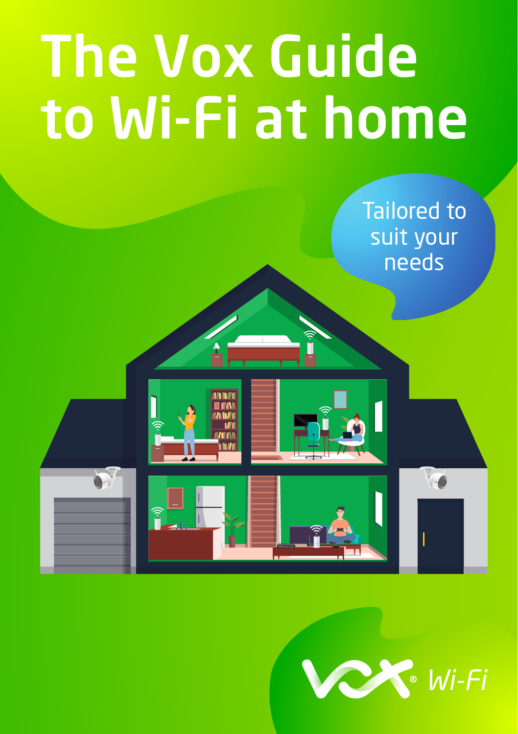# The Vox Guide to Wi-Fi at home

Tailored to suit your needs

Vox® Wi-Fi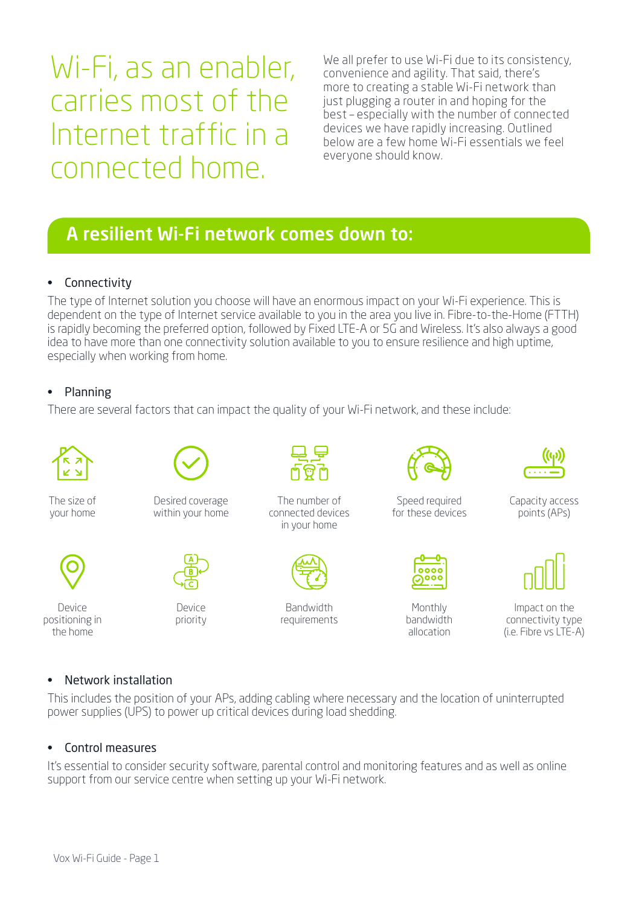# Wi-Fi, as an enabler, carries most of the Internet traffic in a connected home.

We all prefer to use Wi-Fi due to its consistency, convenience and agility. That said, there's more to creating a stable Wi-Fi network than just plugging a router in and hoping for the best – especially with the number of connected devices we have rapidly increasing. Outlined below are a few home Wi-Fi essentials we feel everyone should know.

## A resilient Wi-Fi network comes down to:

- Connectivity

The type of Internet solution you choose will have an enormous impact on your Wi-Fi experience. This is dependent on the type of Internet service available to you in the area you live in. Fibre-to-the-Home (FTTH) is rapidly becoming the preferred option, followed by Fixed LTE-A or 5G and Wireless. It's also always a good idea to have more than one connectivity solution available to you to ensure resilience and high uptime, especially when working from home.

- Planning

There are several factors that can impact the quality of your Wi-Fi network, and these include:

- The size of your home
- Desired coverage within your home
- The number of connected devices in your home
- Speed required for these devices
- Capacity access points (APs)
- Device positioning in the home
- Device priority
- Bandwidth requirements
- Monthly bandwidth allocation
- Impact on the connectivity type (i.e. Fibre vs LTE-A)

- Network installation

This includes the position of your APs, adding cabling where necessary and the location of uninterrupted power supplies (UPS) to power up critical devices during load shedding.

- Control measures

It's essential to consider security software, parental control and monitoring features and as well as online support from our service centre when setting up your Wi-Fi network.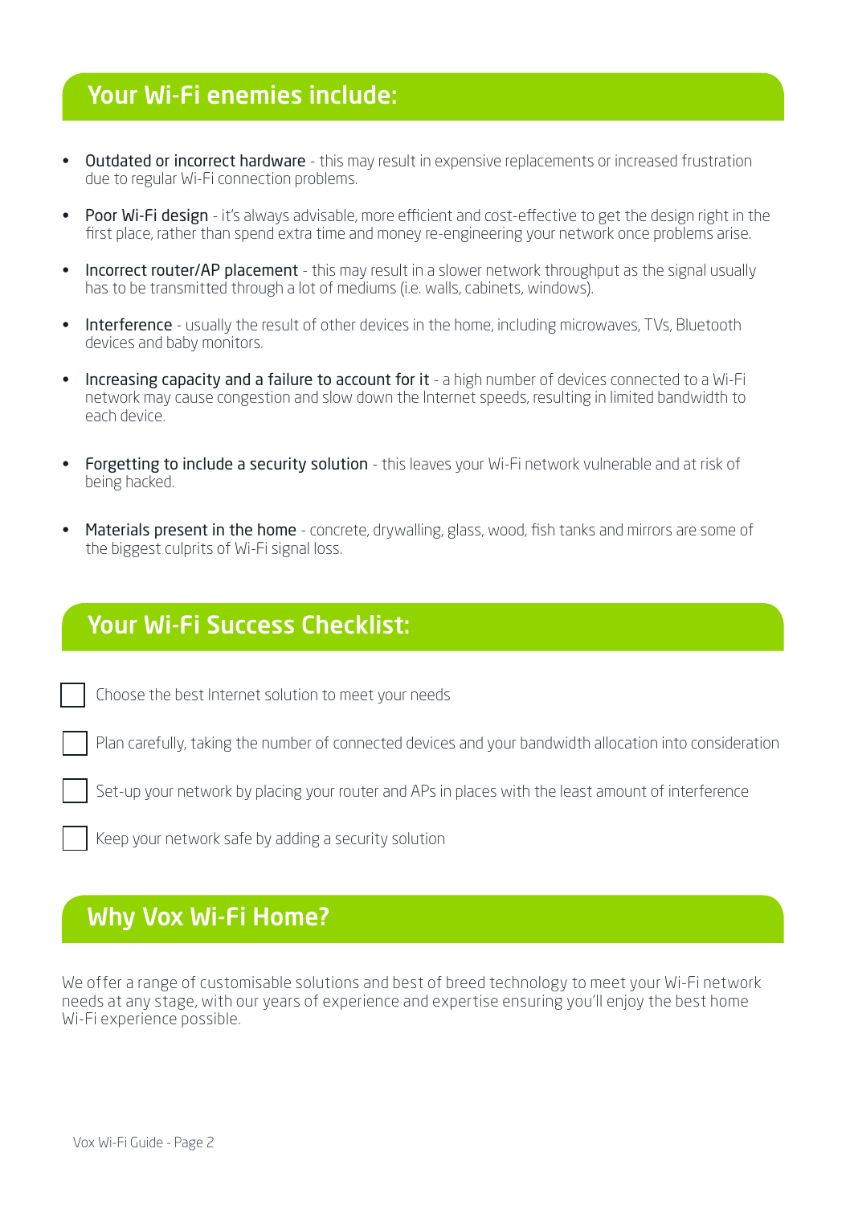## Your Wi-Fi enemies include:

- Outdated or incorrect hardware - this may result in expensive replacements or increased frustration due to regular Wi-Fi connection problems.
- Poor Wi-Fi design - it's always advisable, more efficient and cost-effective to get the design right in the first place, rather than spend extra time and money re-engineering your network once problems arise.
- Incorrect router/AP placement - this may result in a slower network throughput as the signal usually has to be transmitted through a lot of mediums (i.e. walls, cabinets, windows).
- Interference - usually the result of other devices in the home, including microwaves, TVs, Bluetooth devices and baby monitors.
- Increasing capacity and a failure to account for it - a high number of devices connected to a Wi-Fi network may cause congestion and slow down the Internet speeds, resulting in limited bandwidth to each device.
- Forgetting to include a security solution - this leaves your Wi-Fi network vulnerable and at risk of being hacked.
- Materials present in the home - concrete, drywalling, glass, wood, fish tanks and mirrors are some of the biggest culprits of Wi-Fi signal loss.

## Your Wi-Fi Success Checklist:

- [ ] Choose the best Internet solution to meet your needs
- [ ] Plan carefully, taking the number of connected devices and your bandwidth allocation into consideration
- [ ] Set-up your network by placing your router and APs in places with the least amount of interference
- [ ] Keep your network safe by adding a security solution

## Why Vox Wi-Fi Home?

We offer a range of customisable solutions and best of breed technology to meet your Wi-Fi network needs at any stage, with our years of experience and expertise ensuring you'll enjoy the best home Wi-Fi experience possible.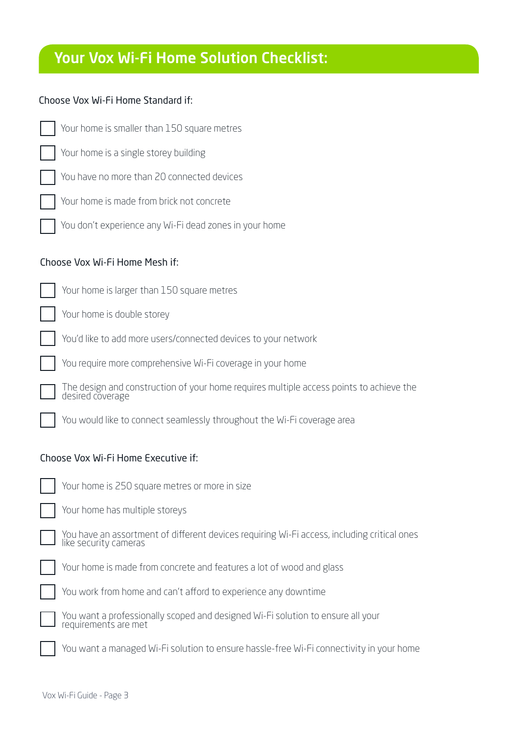# Your Vox Wi-Fi Home Solution Checklist:

Choose Vox Wi-Fi Home Standard if:

- [ ] Your home is smaller than 150 square metres
- [ ] Your home is a single storey building
- [ ] You have no more than 20 connected devices
- [ ] Your home is made from brick not concrete
- [ ] You don't experience any Wi-Fi dead zones in your home

Choose Vox Wi-Fi Home Mesh if:

- [ ] Your home is larger than 150 square metres
- [ ] Your home is double storey
- [ ] You'd like to add more users/connected devices to your network
- [ ] You require more comprehensive Wi-Fi coverage in your home
- [ ] The design and construction of your home requires multiple access points to achieve the desired coverage
- [ ] You would like to connect seamlessly throughout the Wi-Fi coverage area

Choose Vox Wi-Fi Home Executive if:

- [ ] Your home is 250 square metres or more in size
- [ ] Your home has multiple storeys
- [ ] You have an assortment of different devices requiring Wi-Fi access, including critical ones like security cameras
- [ ] Your home is made from concrete and features a lot of wood and glass
- [ ] You work from home and can't afford to experience any downtime
- [ ] You want a professionally scoped and designed Wi-Fi solution to ensure all your requirements are met
- [ ] You want a managed Wi-Fi solution to ensure hassle-free Wi-Fi connectivity in your home